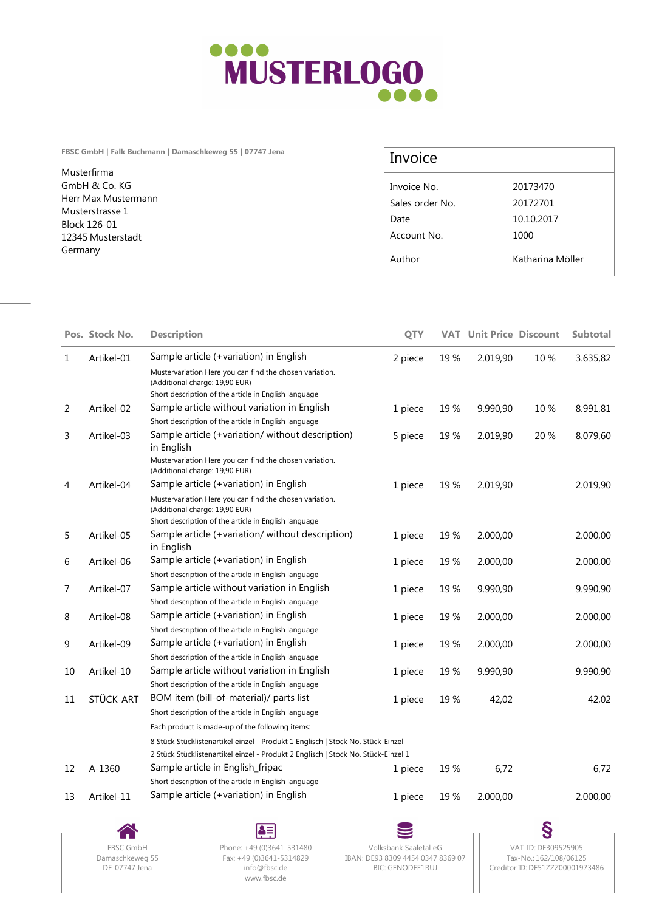MUSTERLOGO

FBSC GmbH | Falk Buchmann | Damaschkeweg 55 | 07747 Jena

Musterfirma
GmbH & Co. KG
Herr Max Mustermann
Musterstrasse 1
Block 126-01
12345 Musterstadt
Germany

## Invoice

| | |
|---|---|
| Invoice No. | 20173470 |
| Sales order No. | 20172701 |
| Date | 10.10.2017 |
| Account No. | 1000 |
| Author | Katharina Möller |

| Pos. | Stock No. | Description | QTY | VAT | Unit Price | Discount | Subtotal |
|---|---|---|---|---|---|---|---|
| 1 | Artikel-01 | Sample article (+variation) in English<br>Mustervariation Here you can find the chosen variation. (Additional charge: 19,90 EUR)<br>Short description of the article in English language | 2 piece | 19 % | 2.019,90 | 10 % | 3.635,82 |
| 2 | Artikel-02 | Sample article without variation in English<br>Short description of the article in English language | 1 piece | 19 % | 9.990,90 | 10 % | 8.991,81 |
| 3 | Artikel-03 | Sample article (+variation/ without description) in English<br>Mustervariation Here you can find the chosen variation. (Additional charge: 19,90 EUR) | 5 piece | 19 % | 2.019,90 | 20 % | 8.079,60 |
| 4 | Artikel-04 | Sample article (+variation) in English<br>Mustervariation Here you can find the chosen variation. (Additional charge: 19,90 EUR)<br>Short description of the article in English language | 1 piece | 19 % | 2.019,90 | | 2.019,90 |
| 5 | Artikel-05 | Sample article (+variation/ without description) in English | 1 piece | 19 % | 2.000,00 | | 2.000,00 |
| 6 | Artikel-06 | Sample article (+variation) in English<br>Short description of the article in English language | 1 piece | 19 % | 2.000,00 | | 2.000,00 |
| 7 | Artikel-07 | Sample article without variation in English<br>Short description of the article in English language | 1 piece | 19 % | 9.990,90 | | 9.990,90 |
| 8 | Artikel-08 | Sample article (+variation) in English<br>Short description of the article in English language | 1 piece | 19 % | 2.000,00 | | 2.000,00 |
| 9 | Artikel-09 | Sample article (+variation) in English<br>Short description of the article in English language | 1 piece | 19 % | 2.000,00 | | 2.000,00 |
| 10 | Artikel-10 | Sample article without variation in English<br>Short description of the article in English language | 1 piece | 19 % | 9.990,90 | | 9.990,90 |
| 11 | STÜCK-ART | BOM item (bill-of-material)/ parts list<br>Short description of the article in English language<br>Each product is made-up of the following items:<br>8 Stück Stücklistenartikel einzel - Produkt 1 Englisch \| Stock No. Stück-Einzel<br>2 Stück Stücklistenartikel einzel - Produkt 2 Englisch \| Stock No. Stück-Einzel 1 | 1 piece | 19 % | 42,02 | | 42,02 |
| 12 | A-1360 | Sample article in English_fripac<br>Short description of the article in English language | 1 piece | 19 % | 6,72 | | 6,72 |
| 13 | Artikel-11 | Sample article (+variation) in English | 1 piece | 19 % | 2.000,00 | | 2.000,00 |

FBSC GmbH
Damaschkeweg 55
DE-07747 Jena

Phone: +49 (0)3641-531480
Fax: +49 (0)3641-5314829
info@fbsc.de
www.fbsc.de

Volksbank Saaletal eG
IBAN: DE93 8309 4454 0347 8369 07
BIC: GENODEF1RUJ

VAT-ID: DE309525905
Tax-No.: 162/108/06125
Creditor ID: DE51ZZZ00001973486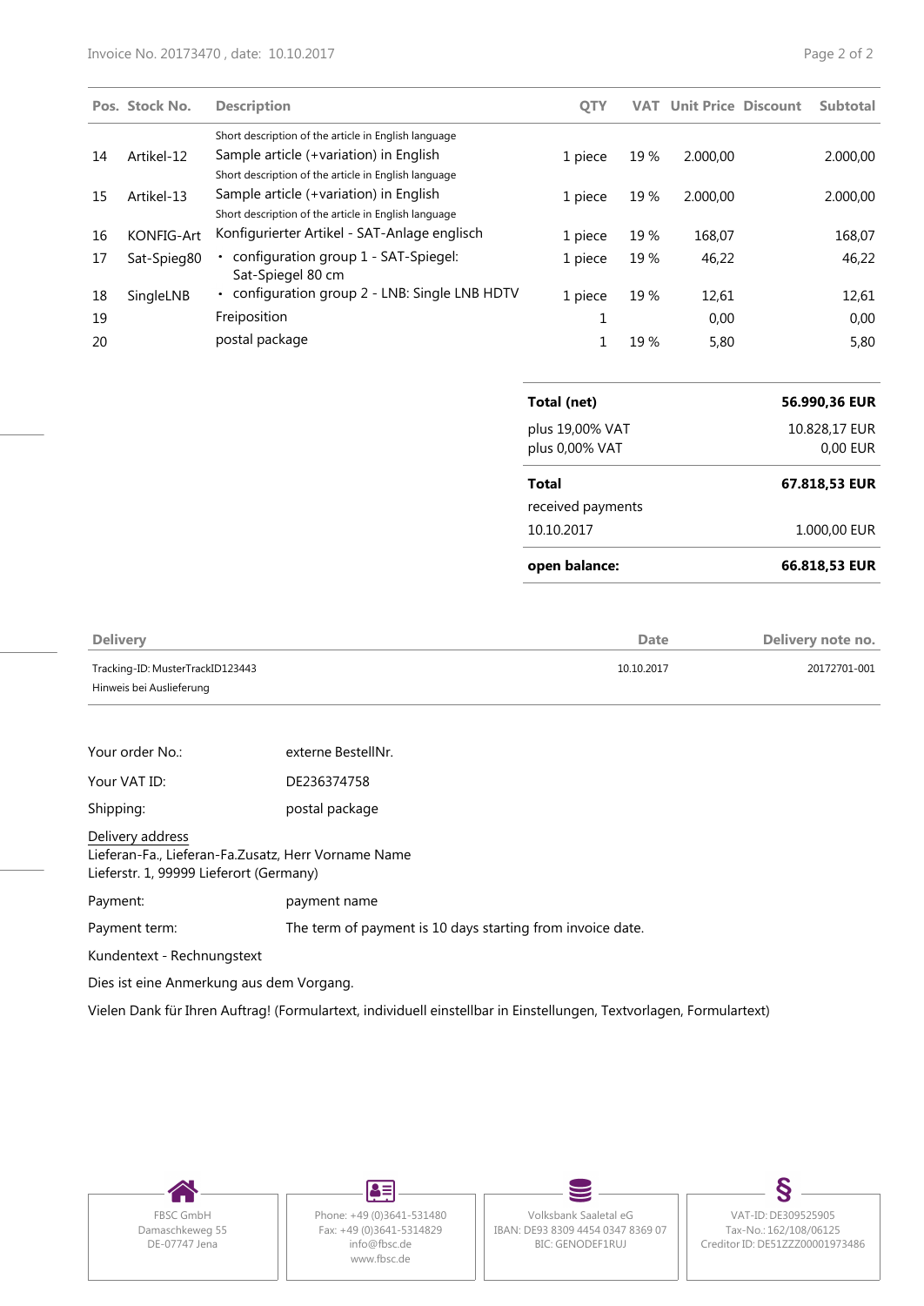| Pos. | Stock No. | Description | QTY | VAT | Unit Price | Discount | Subtotal |
|---|---|---|---|---|---|---|---|
| | | Short description of the article in English language | | | | | |
| 14 | Artikel-12 | Sample article (+variation) in English | 1 piece | 19 % | 2.000,00 | | 2.000,00 |
| | | Short description of the article in English language | | | | | |
| 15 | Artikel-13 | Sample article (+variation) in English | 1 piece | 19 % | 2.000,00 | | 2.000,00 |
| | | Short description of the article in English language | | | | | |
| 16 | KONFIG-Art | Konfigurierter Artikel - SAT-Anlage englisch | 1 piece | 19 % | 168,07 | | 168,07 |
| 17 | Sat-Spieg80 | • configuration group 1 - SAT-Spiegel: Sat-Spiegel 80 cm | 1 piece | 19 % | 46,22 | | 46,22 |
| 18 | SingleLNB | • configuration group 2 - LNB: Single LNB HDTV | 1 piece | 19 % | 12,61 | | 12,61 |
| 19 | | Freiposition | 1 | | 0,00 | | 0,00 |
| 20 | | postal package | 1 | 19 % | 5,80 | | 5,80 |

| | |
|---|---|
| **Total (net)** | **56.990,36 EUR** |
| plus 19,00% VAT | 10.828,17 EUR |
| plus 0,00% VAT | 0,00 EUR |
| **Total** | **67.818,53 EUR** |
| received payments | |
| 10.10.2017 | 1.000,00 EUR |
| **open balance:** | **66.818,53 EUR** |

| Delivery | Date | Delivery note no. |
|---|---|---|
| Tracking-ID: MusterTrackID123443<br>Hinweis bei Auslieferung | 10.10.2017 | 20172701-001 |

Your order No.: externe BestellNr.

Your VAT ID: DE236374758

Shipping: postal package

Delivery address
Lieferan-Fa., Lieferan-Fa.Zusatz, Herr Vorname Name
Lieferstr. 1, 99999 Lieferort (Germany)

Payment: payment name

Payment term: The term of payment is 10 days starting from invoice date.

Kundentext - Rechnungstext

Dies ist eine Anmerkung aus dem Vorgang.

Vielen Dank für Ihren Auftrag! (Formulartext, individuell einstellbar in Einstellungen, Textvorlagen, Formulartext)

FBSC GmbH
Damaschkeweg 55
DE-07747 Jena

Phone: +49 (0)3641-531480
Fax: +49 (0)3641-5314829
info@fbsc.de
www.fbsc.de

Volksbank Saaletal eG
IBAN: DE93 8309 4454 0347 8369 07
BIC: GENODEF1RUJ

VAT-ID: DE309525905
Tax-No.: 162/108/06125
Creditor ID: DE51ZZZ00001973486